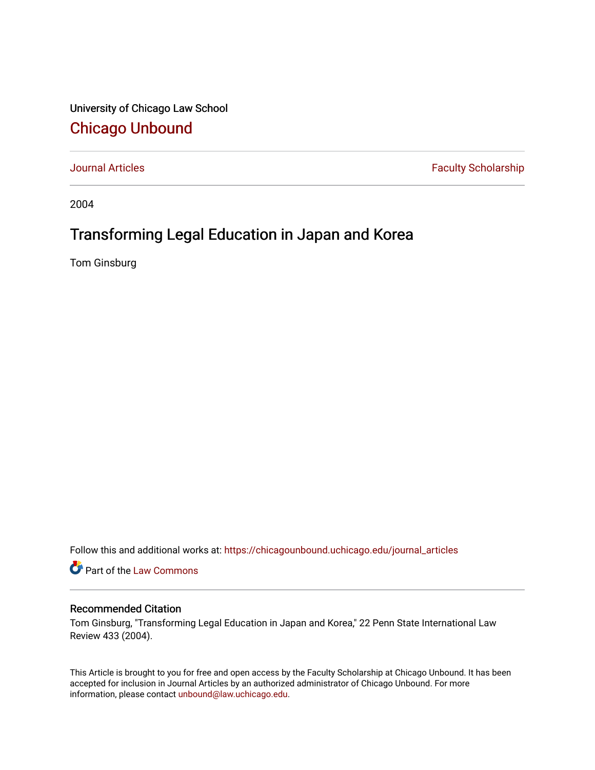University of Chicago Law School

## Chicago Unbound

Journal Articles | Faculty Scholarship

2004

# Transforming Legal Education in Japan and Korea

Tom Ginsburg

Follow this and additional works at: https://chicagounbound.uchicago.edu/journal_articles

Part of the Law Commons

### Recommended Citation

Tom Ginsburg, "Transforming Legal Education in Japan and Korea," 22 Penn State International Law Review 433 (2004).

This Article is brought to you for free and open access by the Faculty Scholarship at Chicago Unbound. It has been accepted for inclusion in Journal Articles by an authorized administrator of Chicago Unbound. For more information, please contact unbound@law.uchicago.edu.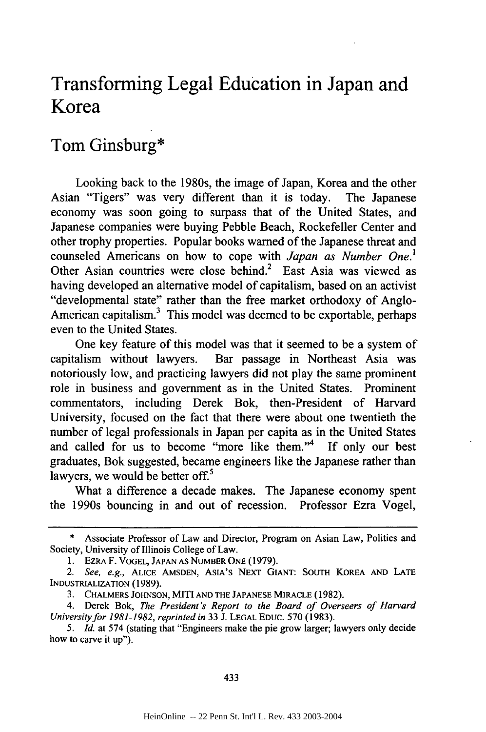# Transforming Legal Education in Japan and Korea

## Tom Ginsburg*

Looking back to the 1980s, the image of Japan, Korea and the other Asian "Tigers" was very different than it is today. The Japanese economy was soon going to surpass that of the United States, and Japanese companies were buying Pebble Beach, Rockefeller Center and other trophy properties. Popular books warned of the Japanese threat and counseled Americans on how to cope with *Japan as Number One*.[1] Other Asian countries were close behind.[2] East Asia was viewed as having developed an alternative model of capitalism, based on an activist "developmental state" rather than the free market orthodoxy of Anglo-American capitalism.[3] This model was deemed to be exportable, perhaps even to the United States.

One key feature of this model was that it seemed to be a system of capitalism without lawyers. Bar passage in Northeast Asia was notoriously low, and practicing lawyers did not play the same prominent role in business and government as in the United States. Prominent commentators, including Derek Bok, then-President of Harvard University, focused on the fact that there were about one twentieth the number of legal professionals in Japan per capita as in the United States and called for us to become "more like them."[4] If only our best graduates, Bok suggested, became engineers like the Japanese rather than lawyers, we would be better off.[5]

What a difference a decade makes. The Japanese economy spent the 1990s bouncing in and out of recession. Professor Ezra Vogel,

---

\* Associate Professor of Law and Director, Program on Asian Law, Politics and Society, University of Illinois College of Law.

1. EZRA F. VOGEL, JAPAN AS NUMBER ONE (1979).

2. *See, e.g.*, ALICE AMSDEN, ASIA'S NEXT GIANT: SOUTH KOREA AND LATE INDUSTRIALIZATION (1989).

3. CHALMERS JOHNSON, MITI AND THE JAPANESE MIRACLE (1982).

4. Derek Bok, *The President's Report to the Board of Overseers of Harvard University for 1981-1982*, *reprinted in* 33 J. LEGAL EDUC. 570 (1983).

5. *Id.* at 574 (stating that "Engineers make the pie grow larger; lawyers only decide how to carve it up").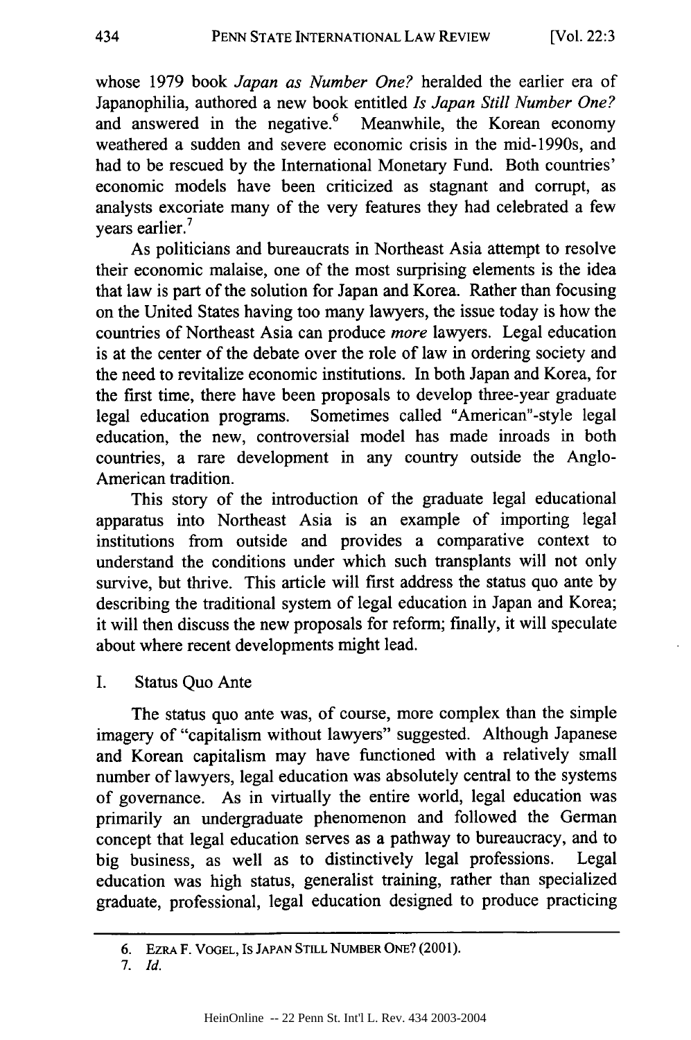whose 1979 book *Japan as Number One?* heralded the earlier era of Japanophilia, authored a new book entitled *Is Japan Still Number One?* and answered in the negative.[6] Meanwhile, the Korean economy weathered a sudden and severe economic crisis in the mid-1990s, and had to be rescued by the International Monetary Fund. Both countries' economic models have been criticized as stagnant and corrupt, as analysts excoriate many of the very features they had celebrated a few years earlier.[7]

As politicians and bureaucrats in Northeast Asia attempt to resolve their economic malaise, one of the most surprising elements is the idea that law is part of the solution for Japan and Korea. Rather than focusing on the United States having too many lawyers, the issue today is how the countries of Northeast Asia can produce *more* lawyers. Legal education is at the center of the debate over the role of law in ordering society and the need to revitalize economic institutions. In both Japan and Korea, for the first time, there have been proposals to develop three-year graduate legal education programs. Sometimes called "American"-style legal education, the new, controversial model has made inroads in both countries, a rare development in any country outside the Anglo-American tradition.

This story of the introduction of the graduate legal educational apparatus into Northeast Asia is an example of importing legal institutions from outside and provides a comparative context to understand the conditions under which such transplants will not only survive, but thrive. This article will first address the status quo ante by describing the traditional system of legal education in Japan and Korea; it will then discuss the new proposals for reform; finally, it will speculate about where recent developments might lead.

## I. Status Quo Ante

The status quo ante was, of course, more complex than the simple imagery of "capitalism without lawyers" suggested. Although Japanese and Korean capitalism may have functioned with a relatively small number of lawyers, legal education was absolutely central to the systems of governance. As in virtually the entire world, legal education was primarily an undergraduate phenomenon and followed the German concept that legal education serves as a pathway to bureaucracy, and to big business, as well as to distinctively legal professions. Legal education was high status, generalist training, rather than specialized graduate, professional, legal education designed to produce practicing

---

6. EZRA F. VOGEL, IS JAPAN STILL NUMBER ONE? (2001).

7. *Id.*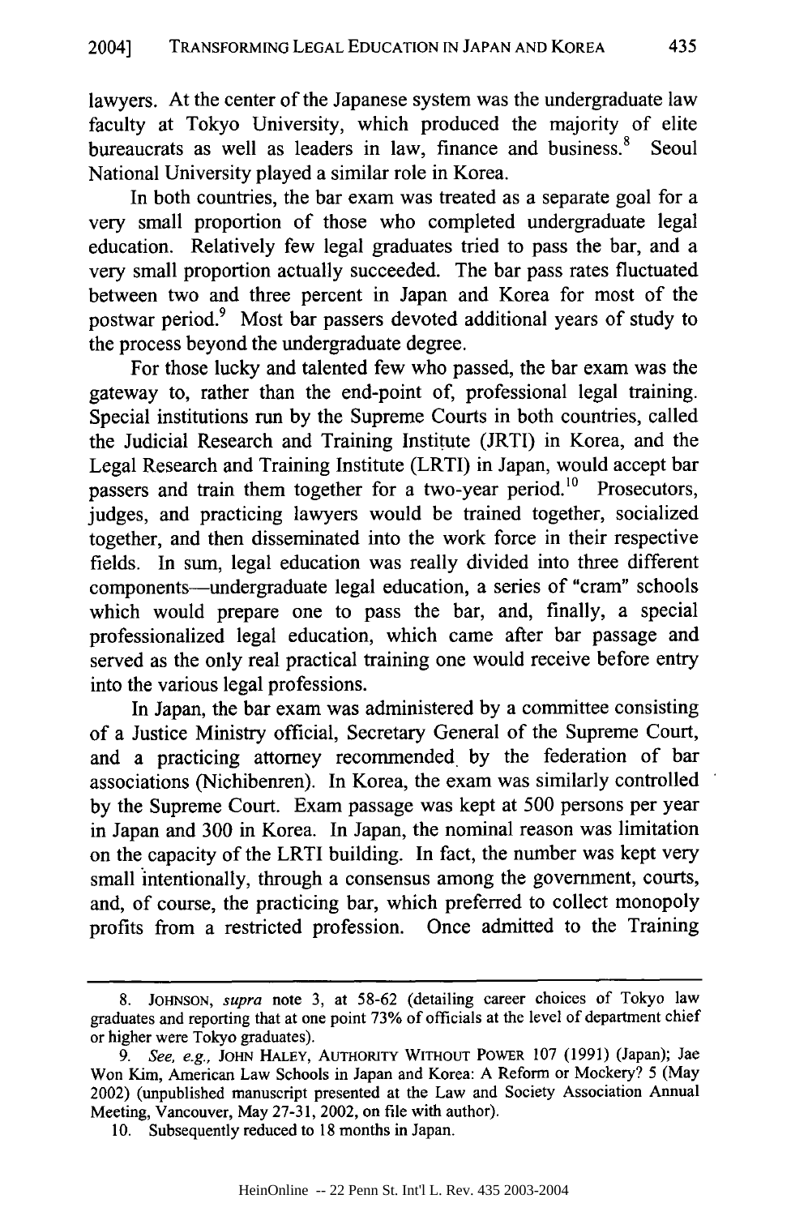lawyers. At the center of the Japanese system was the undergraduate law faculty at Tokyo University, which produced the majority of elite bureaucrats as well as leaders in law, finance and business.[8] Seoul National University played a similar role in Korea.

In both countries, the bar exam was treated as a separate goal for a very small proportion of those who completed undergraduate legal education. Relatively few legal graduates tried to pass the bar, and a very small proportion actually succeeded. The bar pass rates fluctuated between two and three percent in Japan and Korea for most of the postwar period.[9] Most bar passers devoted additional years of study to the process beyond the undergraduate degree.

For those lucky and talented few who passed, the bar exam was the gateway to, rather than the end-point of, professional legal training. Special institutions run by the Supreme Courts in both countries, called the Judicial Research and Training Institute (JRTI) in Korea, and the Legal Research and Training Institute (LRTI) in Japan, would accept bar passers and train them together for a two-year period.[10] Prosecutors, judges, and practicing lawyers would be trained together, socialized together, and then disseminated into the work force in their respective fields. In sum, legal education was really divided into three different components—undergraduate legal education, a series of "cram" schools which would prepare one to pass the bar, and, finally, a special professionalized legal education, which came after bar passage and served as the only real practical training one would receive before entry into the various legal professions.

In Japan, the bar exam was administered by a committee consisting of a Justice Ministry official, Secretary General of the Supreme Court, and a practicing attorney recommended by the federation of bar associations (Nichibenren). In Korea, the exam was similarly controlled by the Supreme Court. Exam passage was kept at 500 persons per year in Japan and 300 in Korea. In Japan, the nominal reason was limitation on the capacity of the LRTI building. In fact, the number was kept very small intentionally, through a consensus among the government, courts, and, of course, the practicing bar, which preferred to collect monopoly profits from a restricted profession. Once admitted to the Training

---

8. JOHNSON, *supra* note 3, at 58-62 (detailing career choices of Tokyo law graduates and reporting that at one point 73% of officials at the level of department chief or higher were Tokyo graduates).

9. *See, e.g.*, JOHN HALEY, AUTHORITY WITHOUT POWER 107 (1991) (Japan); Jae Won Kim, American Law Schools in Japan and Korea: A Reform or Mockery? 5 (May 2002) (unpublished manuscript presented at the Law and Society Association Annual Meeting, Vancouver, May 27-31, 2002, on file with author).

10. Subsequently reduced to 18 months in Japan.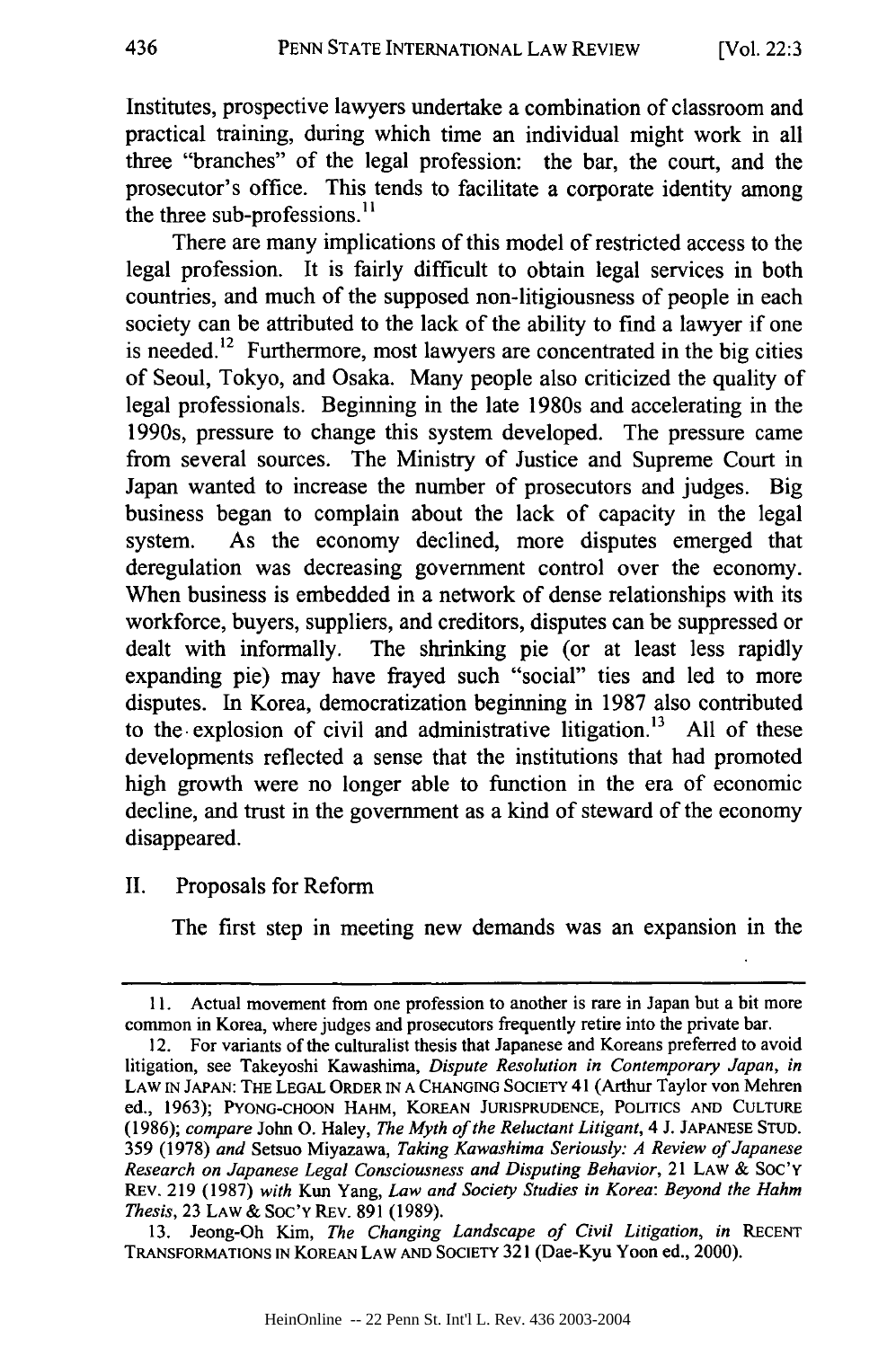Institutes, prospective lawyers undertake a combination of classroom and practical training, during which time an individual might work in all three "branches" of the legal profession: the bar, the court, and the prosecutor's office. This tends to facilitate a corporate identity among the three sub-professions.[11]

There are many implications of this model of restricted access to the legal profession. It is fairly difficult to obtain legal services in both countries, and much of the supposed non-litigiousness of people in each society can be attributed to the lack of the ability to find a lawyer if one is needed.[12] Furthermore, most lawyers are concentrated in the big cities of Seoul, Tokyo, and Osaka. Many people also criticized the quality of legal professionals. Beginning in the late 1980s and accelerating in the 1990s, pressure to change this system developed. The pressure came from several sources. The Ministry of Justice and Supreme Court in Japan wanted to increase the number of prosecutors and judges. Big business began to complain about the lack of capacity in the legal system. As the economy declined, more disputes emerged that deregulation was decreasing government control over the economy. When business is embedded in a network of dense relationships with its workforce, buyers, suppliers, and creditors, disputes can be suppressed or dealt with informally. The shrinking pie (or at least less rapidly expanding pie) may have frayed such "social" ties and led to more disputes. In Korea, democratization beginning in 1987 also contributed to the explosion of civil and administrative litigation.[13] All of these developments reflected a sense that the institutions that had promoted high growth were no longer able to function in the era of economic decline, and trust in the government as a kind of steward of the economy disappeared.

## II. Proposals for Reform

The first step in meeting new demands was an expansion in the

---

11. Actual movement from one profession to another is rare in Japan but a bit more common in Korea, where judges and prosecutors frequently retire into the private bar.

12. For variants of the culturalist thesis that Japanese and Koreans preferred to avoid litigation, see Takeyoshi Kawashima, *Dispute Resolution in Contemporary Japan*, *in* LAW IN JAPAN: THE LEGAL ORDER IN A CHANGING SOCIETY 41 (Arthur Taylor von Mehren ed., 1963); PYONG-CHOON HAHM, KOREAN JURISPRUDENCE, POLITICS AND CULTURE (1986); *compare* John O. Haley, *The Myth of the Reluctant Litigant*, 4 J. JAPANESE STUD. 359 (1978) *and* Setsuo Miyazawa, *Taking Kawashima Seriously: A Review of Japanese Research on Japanese Legal Consciousness and Disputing Behavior*, 21 LAW & SOC'Y REV. 219 (1987) *with* Kun Yang, *Law and Society Studies in Korea: Beyond the Hahm Thesis*, 23 LAW & SOC'Y REV. 891 (1989).

13. Jeong-Oh Kim, *The Changing Landscape of Civil Litigation*, *in* RECENT TRANSFORMATIONS IN KOREAN LAW AND SOCIETY 321 (Dae-Kyu Yoon ed., 2000).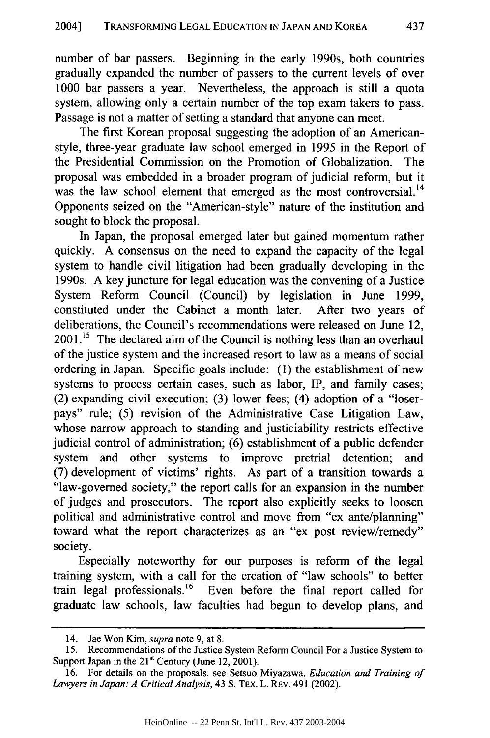number of bar passers. Beginning in the early 1990s, both countries gradually expanded the number of passers to the current levels of over 1000 bar passers a year. Nevertheless, the approach is still a quota system, allowing only a certain number of the top exam takers to pass. Passage is not a matter of setting a standard that anyone can meet.

The first Korean proposal suggesting the adoption of an American-style, three-year graduate law school emerged in 1995 in the Report of the Presidential Commission on the Promotion of Globalization. The proposal was embedded in a broader program of judicial reform, but it was the law school element that emerged as the most controversial.[14] Opponents seized on the "American-style" nature of the institution and sought to block the proposal.

In Japan, the proposal emerged later but gained momentum rather quickly. A consensus on the need to expand the capacity of the legal system to handle civil litigation had been gradually developing in the 1990s. A key juncture for legal education was the convening of a Justice System Reform Council (Council) by legislation in June 1999, constituted under the Cabinet a month later. After two years of deliberations, the Council's recommendations were released on June 12, 2001.[15] The declared aim of the Council is nothing less than an overhaul of the justice system and the increased resort to law as a means of social ordering in Japan. Specific goals include: (1) the establishment of new systems to process certain cases, such as labor, IP, and family cases; (2) expanding civil execution; (3) lower fees; (4) adoption of a "loser-pays" rule; (5) revision of the Administrative Case Litigation Law, whose narrow approach to standing and justiciability restricts effective judicial control of administration; (6) establishment of a public defender system and other systems to improve pretrial detention; and (7) development of victims' rights. As part of a transition towards a "law-governed society," the report calls for an expansion in the number of judges and prosecutors. The report also explicitly seeks to loosen political and administrative control and move from "ex ante/planning" toward what the report characterizes as an "ex post review/remedy" society.

Especially noteworthy for our purposes is reform of the legal training system, with a call for the creation of "law schools" to better train legal professionals.[16] Even before the final report called for graduate law schools, law faculties had begun to develop plans, and

---

14. Jae Won Kim, *supra* note 9, at 8.

15. Recommendations of the Justice System Reform Council For a Justice System to Support Japan in the 21st Century (June 12, 2001).

16. For details on the proposals, see Setsuo Miyazawa, *Education and Training of Lawyers in Japan: A Critical Analysis*, 43 S. TEX. L. REV. 491 (2002).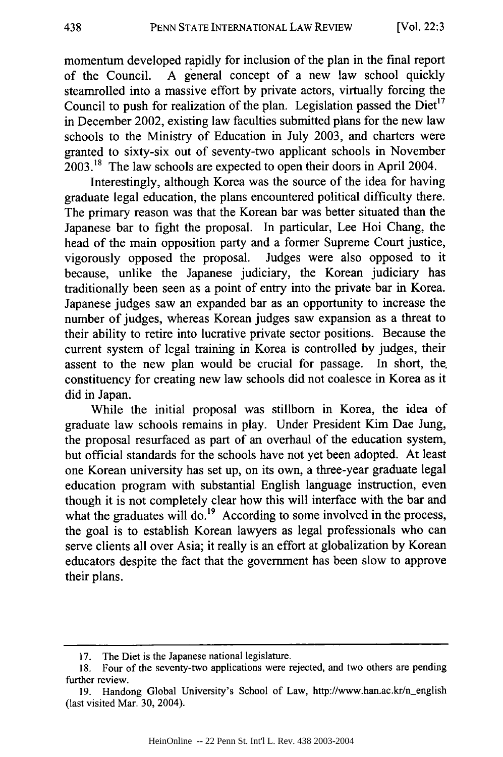momentum developed rapidly for inclusion of the plan in the final report of the Council. A general concept of a new law school quickly steamrolled into a massive effort by private actors, virtually forcing the Council to push for realization of the plan. Legislation passed the Diet[17] in December 2002, existing law faculties submitted plans for the new law schools to the Ministry of Education in July 2003, and charters were granted to sixty-six out of seventy-two applicant schools in November 2003.[18] The law schools are expected to open their doors in April 2004.

Interestingly, although Korea was the source of the idea for having graduate legal education, the plans encountered political difficulty there. The primary reason was that the Korean bar was better situated than the Japanese bar to fight the proposal. In particular, Lee Hoi Chang, the head of the main opposition party and a former Supreme Court justice, vigorously opposed the proposal. Judges were also opposed to it because, unlike the Japanese judiciary, the Korean judiciary has traditionally been seen as a point of entry into the private bar in Korea. Japanese judges saw an expanded bar as an opportunity to increase the number of judges, whereas Korean judges saw expansion as a threat to their ability to retire into lucrative private sector positions. Because the current system of legal training in Korea is controlled by judges, their assent to the new plan would be crucial for passage. In short, the constituency for creating new law schools did not coalesce in Korea as it did in Japan.

While the initial proposal was stillborn in Korea, the idea of graduate law schools remains in play. Under President Kim Dae Jung, the proposal resurfaced as part of an overhaul of the education system, but official standards for the schools have not yet been adopted. At least one Korean university has set up, on its own, a three-year graduate legal education program with substantial English language instruction, even though it is not completely clear how this will interface with the bar and what the graduates will do.[19] According to some involved in the process, the goal is to establish Korean lawyers as legal professionals who can serve clients all over Asia; it really is an effort at globalization by Korean educators despite the fact that the government has been slow to approve their plans.

---

17. The Diet is the Japanese national legislature.

18. Four of the seventy-two applications were rejected, and two others are pending further review.

19. Handong Global University's School of Law, http://www.han.ac.kr/n_english (last visited Mar. 30, 2004).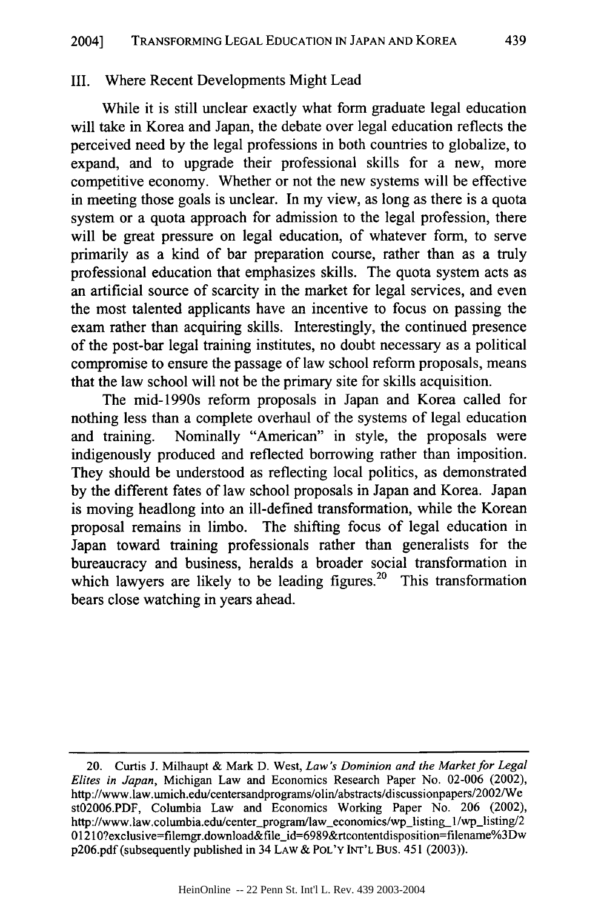## III. Where Recent Developments Might Lead

While it is still unclear exactly what form graduate legal education will take in Korea and Japan, the debate over legal education reflects the perceived need by the legal professions in both countries to globalize, to expand, and to upgrade their professional skills for a new, more competitive economy. Whether or not the new systems will be effective in meeting those goals is unclear. In my view, as long as there is a quota system or a quota approach for admission to the legal profession, there will be great pressure on legal education, of whatever form, to serve primarily as a kind of bar preparation course, rather than as a truly professional education that emphasizes skills. The quota system acts as an artificial source of scarcity in the market for legal services, and even the most talented applicants have an incentive to focus on passing the exam rather than acquiring skills. Interestingly, the continued presence of the post-bar legal training institutes, no doubt necessary as a political compromise to ensure the passage of law school reform proposals, means that the law school will not be the primary site for skills acquisition.

The mid-1990s reform proposals in Japan and Korea called for nothing less than a complete overhaul of the systems of legal education and training. Nominally "American" in style, the proposals were indigenously produced and reflected borrowing rather than imposition. They should be understood as reflecting local politics, as demonstrated by the different fates of law school proposals in Japan and Korea. Japan is moving headlong into an ill-defined transformation, while the Korean proposal remains in limbo. The shifting focus of legal education in Japan toward training professionals rather than generalists for the bureaucracy and business, heralds a broader social transformation in which lawyers are likely to be leading figures.[20] This transformation bears close watching in years ahead.

---

20. Curtis J. Milhaupt & Mark D. West, *Law's Dominion and the Market for Legal Elites in Japan*, Michigan Law and Economics Research Paper No. 02-006 (2002), http://www.law.umich.edu/centersandprograms/olin/abstracts/discussionpapers/2002/West02006.PDF, Columbia Law and Economics Working Paper No. 206 (2002), http://www.law.columbia.edu/center_program/law_economics/wp_listing_1/wp_listing/201210?exclusive=filemgr.download&file_id=6989&rtcontentdisposition=filename%3Dwp206.pdf (subsequently published in 34 LAW & POL'Y INT'L BUS. 451 (2003)).